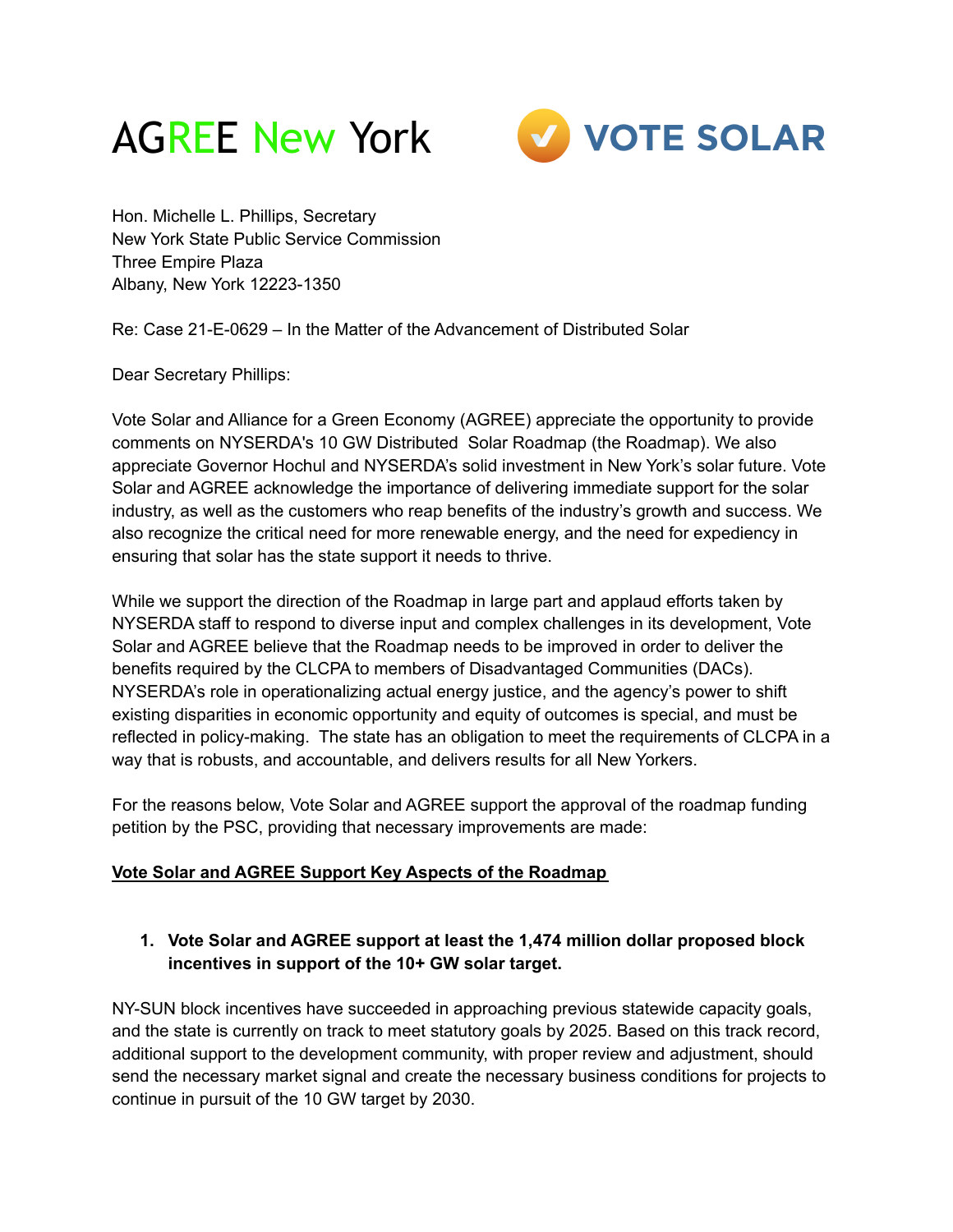AGREE New York VOTE SOLAR

Hon. Michelle L. Phillips, Secretary
New York State Public Service Commission
Three Empire Plaza
Albany, New York 12223-1350

Re: Case 21-E-0629 – In the Matter of the Advancement of Distributed Solar

Dear Secretary Phillips:

Vote Solar and Alliance for a Green Economy (AGREE) appreciate the opportunity to provide comments on NYSERDA's 10 GW Distributed Solar Roadmap (the Roadmap). We also appreciate Governor Hochul and NYSERDA's solid investment in New York's solar future. Vote Solar and AGREE acknowledge the importance of delivering immediate support for the solar industry, as well as the customers who reap benefits of the industry's growth and success. We also recognize the critical need for more renewable energy, and the need for expediency in ensuring that solar has the state support it needs to thrive.

While we support the direction of the Roadmap in large part and applaud efforts taken by NYSERDA staff to respond to diverse input and complex challenges in its development, Vote Solar and AGREE believe that the Roadmap needs to be improved in order to deliver the benefits required by the CLCPA to members of Disadvantaged Communities (DACs). NYSERDA's role in operationalizing actual energy justice, and the agency's power to shift existing disparities in economic opportunity and equity of outcomes is special, and must be reflected in policy-making. The state has an obligation to meet the requirements of CLCPA in a way that is robusts, and accountable, and delivers results for all New Yorkers.

For the reasons below, Vote Solar and AGREE support the approval of the roadmap funding petition by the PSC, providing that necessary improvements are made:

**Vote Solar and AGREE Support Key Aspects of the Roadmap**

1. **Vote Solar and AGREE support at least the 1,474 million dollar proposed block incentives in support of the 10+ GW solar target.**

NY-SUN block incentives have succeeded in approaching previous statewide capacity goals, and the state is currently on track to meet statutory goals by 2025. Based on this track record, additional support to the development community, with proper review and adjustment, should send the necessary market signal and create the necessary business conditions for projects to continue in pursuit of the 10 GW target by 2030.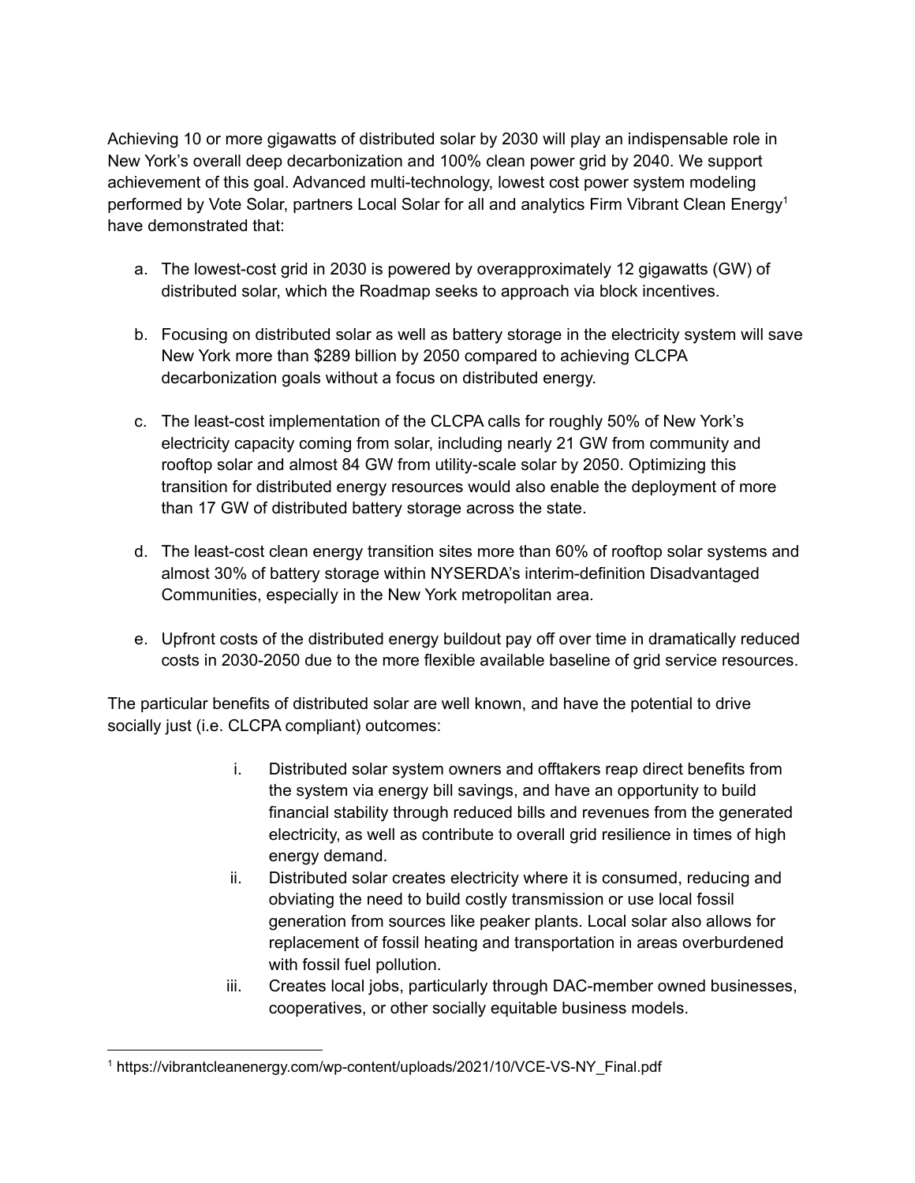Achieving 10 or more gigawatts of distributed solar by 2030 will play an indispensable role in New York's overall deep decarbonization and 100% clean power grid by 2040. We support achievement of this goal. Advanced multi-technology, lowest cost power system modeling performed by Vote Solar, partners Local Solar for all and analytics Firm Vibrant Clean Energy[1] have demonstrated that:

a. The lowest-cost grid in 2030 is powered by overapproximately 12 gigawatts (GW) of distributed solar, which the Roadmap seeks to approach via block incentives.

b. Focusing on distributed solar as well as battery storage in the electricity system will save New York more than $289 billion by 2050 compared to achieving CLCPA decarbonization goals without a focus on distributed energy.

c. The least-cost implementation of the CLCPA calls for roughly 50% of New York's electricity capacity coming from solar, including nearly 21 GW from community and rooftop solar and almost 84 GW from utility-scale solar by 2050. Optimizing this transition for distributed energy resources would also enable the deployment of more than 17 GW of distributed battery storage across the state.

d. The least-cost clean energy transition sites more than 60% of rooftop solar systems and almost 30% of battery storage within NYSERDA's interim-definition Disadvantaged Communities, especially in the New York metropolitan area.

e. Upfront costs of the distributed energy buildout pay off over time in dramatically reduced costs in 2030-2050 due to the more flexible available baseline of grid service resources.

The particular benefits of distributed solar are well known, and have the potential to drive socially just (i.e. CLCPA compliant) outcomes:

i. Distributed solar system owners and offtakers reap direct benefits from the system via energy bill savings, and have an opportunity to build financial stability through reduced bills and revenues from the generated electricity, as well as contribute to overall grid resilience in times of high energy demand.
ii. Distributed solar creates electricity where it is consumed, reducing and obviating the need to build costly transmission or use local fossil generation from sources like peaker plants. Local solar also allows for replacement of fossil heating and transportation in areas overburdened with fossil fuel pollution.
iii. Creates local jobs, particularly through DAC-member owned businesses, cooperatives, or other socially equitable business models.

---

[1] https://vibrantcleanenergy.com/wp-content/uploads/2021/10/VCE-VS-NY_Final.pdf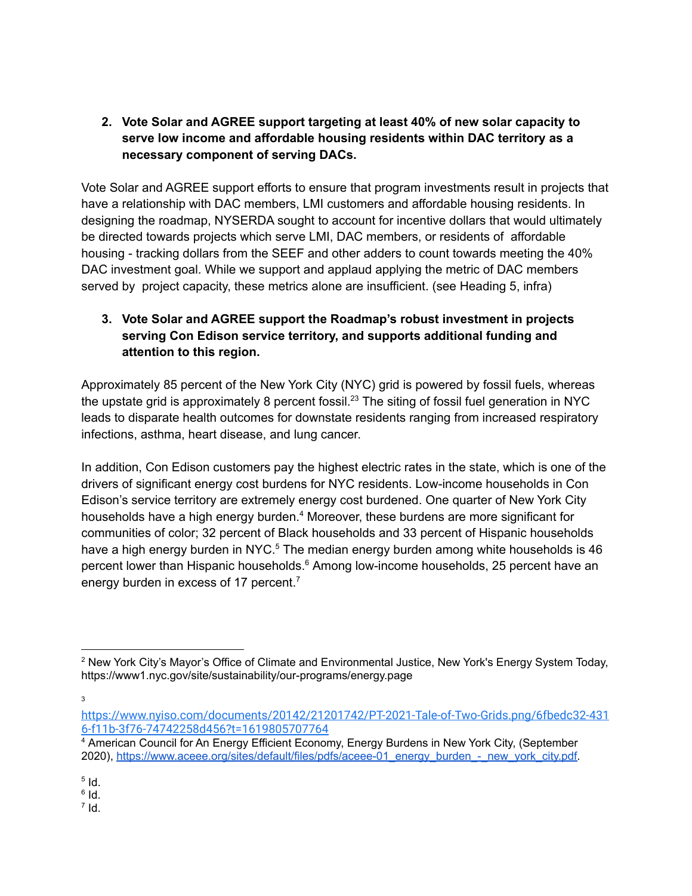2. **Vote Solar and AGREE support targeting at least 40% of new solar capacity to serve low income and affordable housing residents within DAC territory as a necessary component of serving DACs.**

Vote Solar and AGREE support efforts to ensure that program investments result in projects that have a relationship with DAC members, LMI customers and affordable housing residents. In designing the roadmap, NYSERDA sought to account for incentive dollars that would ultimately be directed towards projects which serve LMI, DAC members, or residents of affordable housing - tracking dollars from the SEEF and other adders to count towards meeting the 40% DAC investment goal. While we support and applaud applying the metric of DAC members served by project capacity, these metrics alone are insufficient. (see Heading 5, infra)

3. **Vote Solar and AGREE support the Roadmap's robust investment in projects serving Con Edison service territory, and supports additional funding and attention to this region.**

Approximately 85 percent of the New York City (NYC) grid is powered by fossil fuels, whereas the upstate grid is approximately 8 percent fossil.[23] The siting of fossil fuel generation in NYC leads to disparate health outcomes for downstate residents ranging from increased respiratory infections, asthma, heart disease, and lung cancer.

In addition, Con Edison customers pay the highest electric rates in the state, which is one of the drivers of significant energy cost burdens for NYC residents. Low-income households in Con Edison's service territory are extremely energy cost burdened. One quarter of New York City households have a high energy burden.[4] Moreover, these burdens are more significant for communities of color; 32 percent of Black households and 33 percent of Hispanic households have a high energy burden in NYC.[5] The median energy burden among white households is 46 percent lower than Hispanic households.[6] Among low-income households, 25 percent have an energy burden in excess of 17 percent.[7]

---

[2] New York City's Mayor's Office of Climate and Environmental Justice, New York's Energy System Today, https://www1.nyc.gov/site/sustainability/our-programs/energy.page

[3] https://www.nyiso.com/documents/20142/21201742/PT-2021-Tale-of-Two-Grids.png/6fbedc32-4316-f11b-3f76-74742258d456?t=1619805707764

[4] American Council for An Energy Efficient Economy, Energy Burdens in New York City, (September 2020), https://www.aceee.org/sites/default/files/pdfs/aceee-01_energy_burden_-_new_york_city.pdf.

[5] Id.

[6] Id.

[7] Id.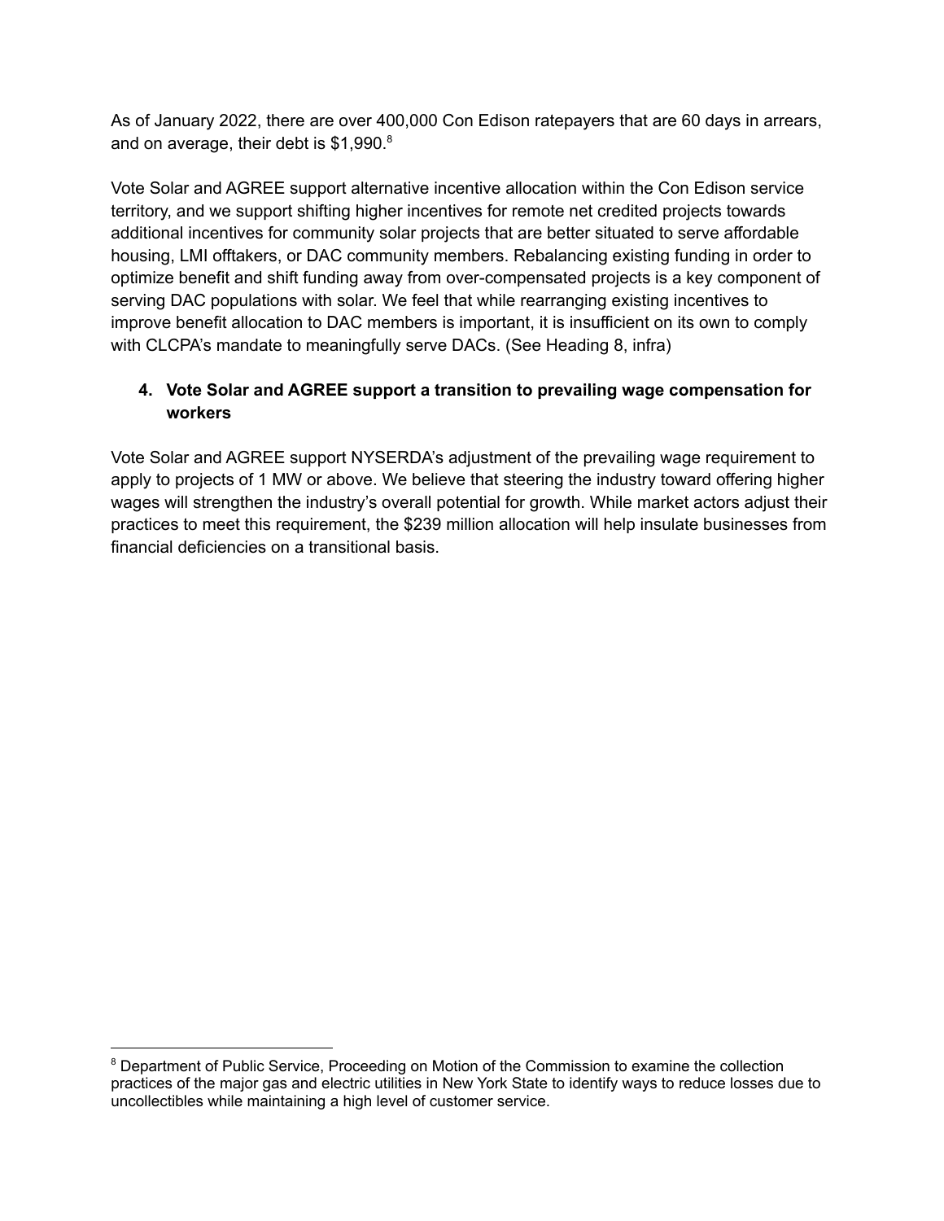As of January 2022, there are over 400,000 Con Edison ratepayers that are 60 days in arrears, and on average, their debt is $1,990.[8]

Vote Solar and AGREE support alternative incentive allocation within the Con Edison service territory, and we support shifting higher incentives for remote net credited projects towards additional incentives for community solar projects that are better situated to serve affordable housing, LMI offtakers, or DAC community members. Rebalancing existing funding in order to optimize benefit and shift funding away from over-compensated projects is a key component of serving DAC populations with solar. We feel that while rearranging existing incentives to improve benefit allocation to DAC members is important, it is insufficient on its own to comply with CLCPA's mandate to meaningfully serve DACs. (See Heading 8, infra)

4. **Vote Solar and AGREE support a transition to prevailing wage compensation for workers**

Vote Solar and AGREE support NYSERDA's adjustment of the prevailing wage requirement to apply to projects of 1 MW or above. We believe that steering the industry toward offering higher wages will strengthen the industry's overall potential for growth. While market actors adjust their practices to meet this requirement, the $239 million allocation will help insulate businesses from financial deficiencies on a transitional basis.

---

[8] Department of Public Service, Proceeding on Motion of the Commission to examine the collection practices of the major gas and electric utilities in New York State to identify ways to reduce losses due to uncollectibles while maintaining a high level of customer service.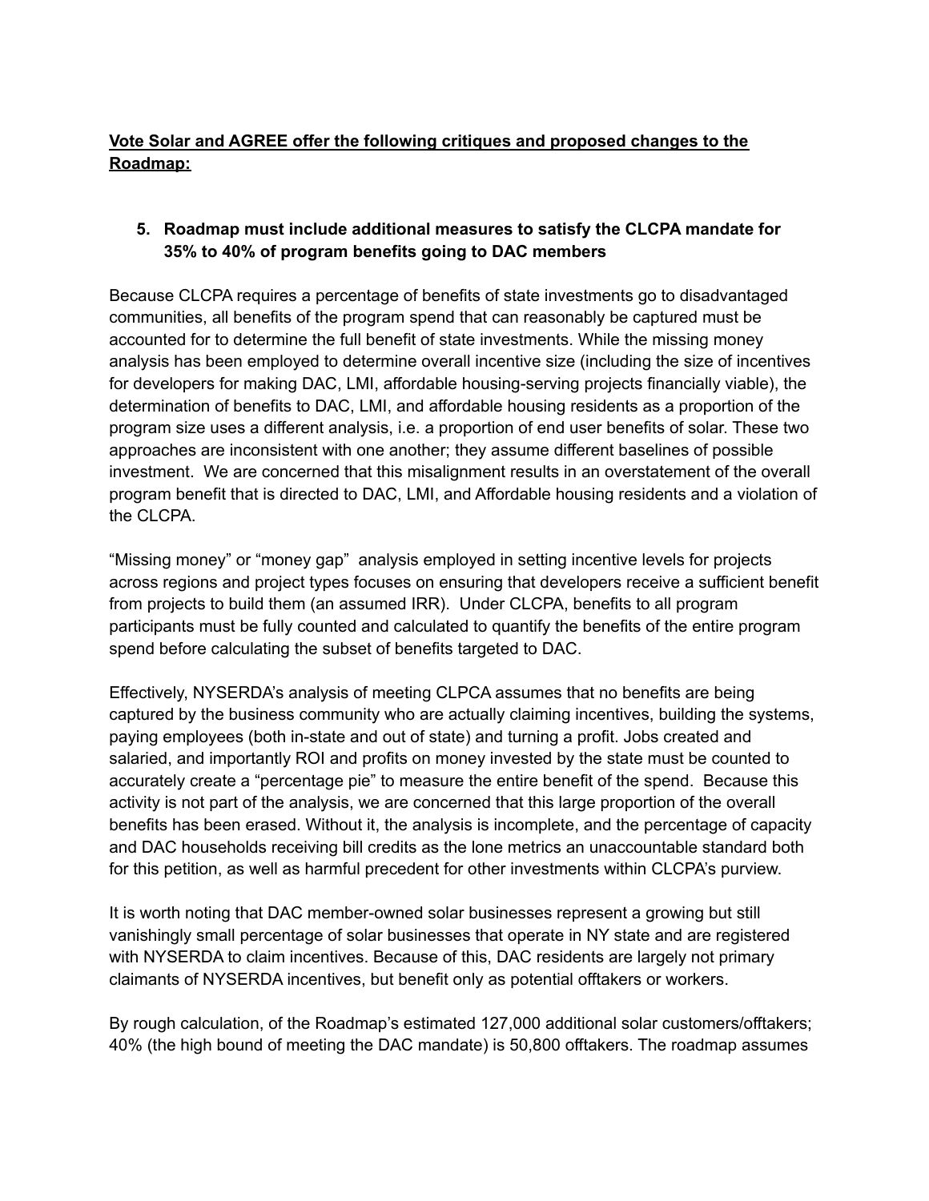**<u>Vote Solar and AGREE offer the following critiques and proposed changes to the Roadmap:</u>**

5. **Roadmap must include additional measures to satisfy the CLCPA mandate for 35% to 40% of program benefits going to DAC members**

Because CLCPA requires a percentage of benefits of state investments go to disadvantaged communities, all benefits of the program spend that can reasonably be captured must be accounted for to determine the full benefit of state investments. While the missing money analysis has been employed to determine overall incentive size (including the size of incentives for developers for making DAC, LMI, affordable housing-serving projects financially viable), the determination of benefits to DAC, LMI, and affordable housing residents as a proportion of the program size uses a different analysis, i.e. a proportion of end user benefits of solar. These two approaches are inconsistent with one another; they assume different baselines of possible investment. We are concerned that this misalignment results in an overstatement of the overall program benefit that is directed to DAC, LMI, and Affordable housing residents and a violation of the CLCPA.

"Missing money" or "money gap" analysis employed in setting incentive levels for projects across regions and project types focuses on ensuring that developers receive a sufficient benefit from projects to build them (an assumed IRR). Under CLCPA, benefits to all program participants must be fully counted and calculated to quantify the benefits of the entire program spend before calculating the subset of benefits targeted to DAC.

Effectively, NYSERDA's analysis of meeting CLPCA assumes that no benefits are being captured by the business community who are actually claiming incentives, building the systems, paying employees (both in-state and out of state) and turning a profit. Jobs created and salaried, and importantly ROI and profits on money invested by the state must be counted to accurately create a "percentage pie" to measure the entire benefit of the spend. Because this activity is not part of the analysis, we are concerned that this large proportion of the overall benefits has been erased. Without it, the analysis is incomplete, and the percentage of capacity and DAC households receiving bill credits as the lone metrics an unaccountable standard both for this petition, as well as harmful precedent for other investments within CLCPA's purview.

It is worth noting that DAC member-owned solar businesses represent a growing but still vanishingly small percentage of solar businesses that operate in NY state and are registered with NYSERDA to claim incentives. Because of this, DAC residents are largely not primary claimants of NYSERDA incentives, but benefit only as potential offtakers or workers.

By rough calculation, of the Roadmap's estimated 127,000 additional solar customers/offtakers; 40% (the high bound of meeting the DAC mandate) is 50,800 offtakers. The roadmap assumes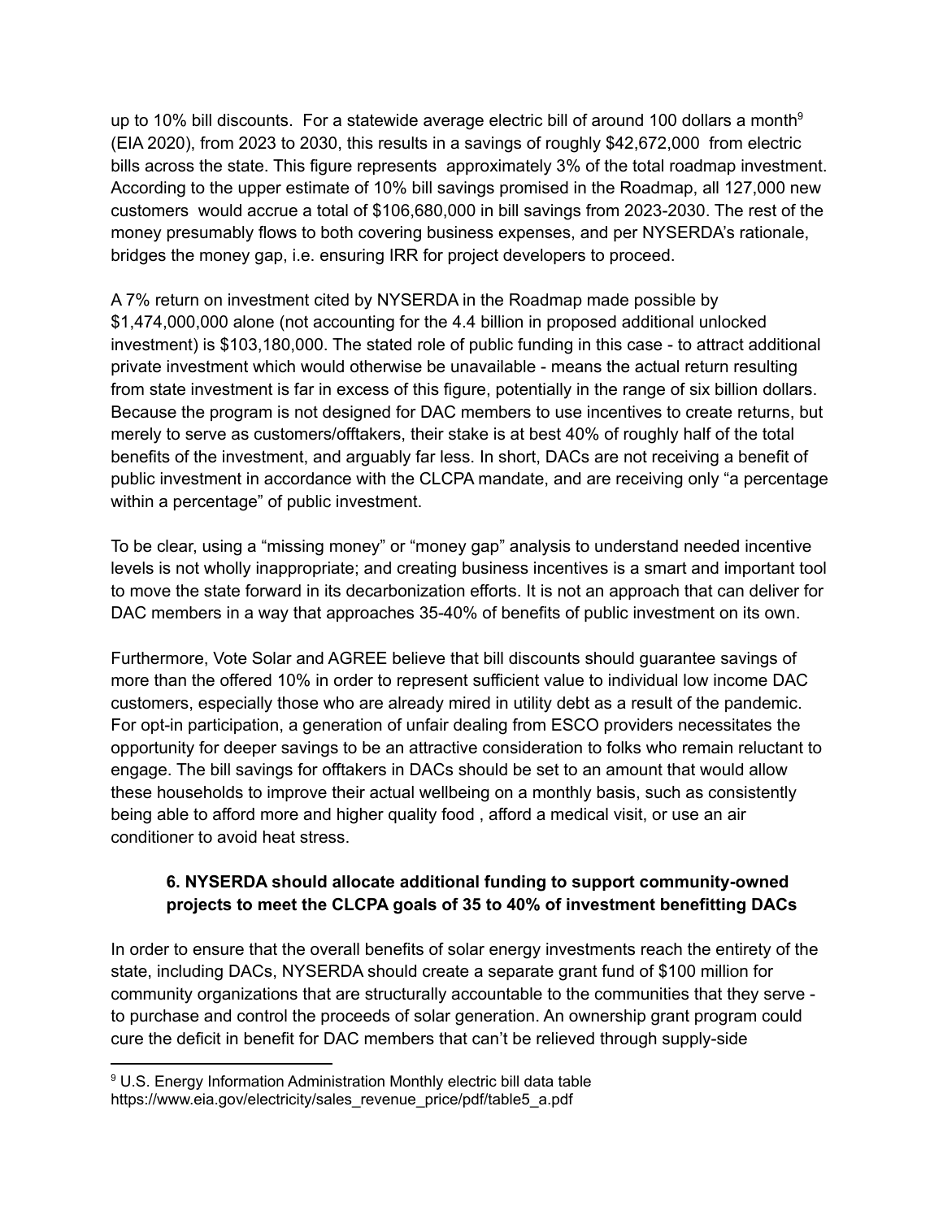up to 10% bill discounts. For a statewide average electric bill of around 100 dollars a month[9] (EIA 2020), from 2023 to 2030, this results in a savings of roughly $42,672,000 from electric bills across the state. This figure represents approximately 3% of the total roadmap investment. According to the upper estimate of 10% bill savings promised in the Roadmap, all 127,000 new customers would accrue a total of $106,680,000 in bill savings from 2023-2030. The rest of the money presumably flows to both covering business expenses, and per NYSERDA's rationale, bridges the money gap, i.e. ensuring IRR for project developers to proceed.

A 7% return on investment cited by NYSERDA in the Roadmap made possible by $1,474,000,000 alone (not accounting for the 4.4 billion in proposed additional unlocked investment) is $103,180,000. The stated role of public funding in this case - to attract additional private investment which would otherwise be unavailable - means the actual return resulting from state investment is far in excess of this figure, potentially in the range of six billion dollars. Because the program is not designed for DAC members to use incentives to create returns, but merely to serve as customers/offtakers, their stake is at best 40% of roughly half of the total benefits of the investment, and arguably far less. In short, DACs are not receiving a benefit of public investment in accordance with the CLCPA mandate, and are receiving only "a percentage within a percentage" of public investment.

To be clear, using a "missing money" or "money gap" analysis to understand needed incentive levels is not wholly inappropriate; and creating business incentives is a smart and important tool to move the state forward in its decarbonization efforts. It is not an approach that can deliver for DAC members in a way that approaches 35-40% of benefits of public investment on its own.

Furthermore, Vote Solar and AGREE believe that bill discounts should guarantee savings of more than the offered 10% in order to represent sufficient value to individual low income DAC customers, especially those who are already mired in utility debt as a result of the pandemic. For opt-in participation, a generation of unfair dealing from ESCO providers necessitates the opportunity for deeper savings to be an attractive consideration to folks who remain reluctant to engage. The bill savings for offtakers in DACs should be set to an amount that would allow these households to improve their actual wellbeing on a monthly basis, such as consistently being able to afford more and higher quality food , afford a medical visit, or use an air conditioner to avoid heat stress.

### 6. NYSERDA should allocate additional funding to support community-owned projects to meet the CLCPA goals of 35 to 40% of investment benefitting DACs

In order to ensure that the overall benefits of solar energy investments reach the entirety of the state, including DACs, NYSERDA should create a separate grant fund of $100 million for community organizations that are structurally accountable to the communities that they serve - to purchase and control the proceeds of solar generation. An ownership grant program could cure the deficit in benefit for DAC members that can't be relieved through supply-side

[9] U.S. Energy Information Administration Monthly electric bill data table https://www.eia.gov/electricity/sales_revenue_price/pdf/table5_a.pdf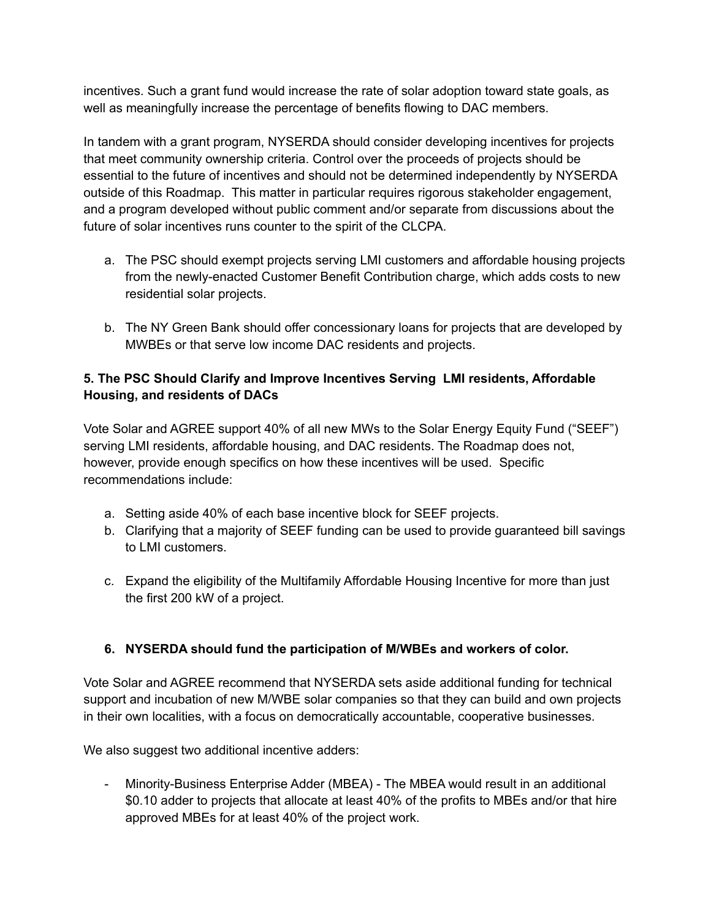incentives. Such a grant fund would increase the rate of solar adoption toward state goals, as well as meaningfully increase the percentage of benefits flowing to DAC members.

In tandem with a grant program, NYSERDA should consider developing incentives for projects that meet community ownership criteria. Control over the proceeds of projects should be essential to the future of incentives and should not be determined independently by NYSERDA outside of this Roadmap. This matter in particular requires rigorous stakeholder engagement, and a program developed without public comment and/or separate from discussions about the future of solar incentives runs counter to the spirit of the CLCPA.

a. The PSC should exempt projects serving LMI customers and affordable housing projects from the newly-enacted Customer Benefit Contribution charge, which adds costs to new residential solar projects.

b. The NY Green Bank should offer concessionary loans for projects that are developed by MWBEs or that serve low income DAC residents and projects.

**5. The PSC Should Clarify and Improve Incentives Serving LMI residents, Affordable Housing, and residents of DACs**

Vote Solar and AGREE support 40% of all new MWs to the Solar Energy Equity Fund ("SEEF") serving LMI residents, affordable housing, and DAC residents. The Roadmap does not, however, provide enough specifics on how these incentives will be used. Specific recommendations include:

a. Setting aside 40% of each base incentive block for SEEF projects.
b. Clarifying that a majority of SEEF funding can be used to provide guaranteed bill savings to LMI customers.
c. Expand the eligibility of the Multifamily Affordable Housing Incentive for more than just the first 200 kW of a project.

**6. NYSERDA should fund the participation of M/WBEs and workers of color.**

Vote Solar and AGREE recommend that NYSERDA sets aside additional funding for technical support and incubation of new M/WBE solar companies so that they can build and own projects in their own localities, with a focus on democratically accountable, cooperative businesses.

We also suggest two additional incentive adders:

- Minority-Business Enterprise Adder (MBEA) - The MBEA would result in an additional $0.10 adder to projects that allocate at least 40% of the profits to MBEs and/or that hire approved MBEs for at least 40% of the project work.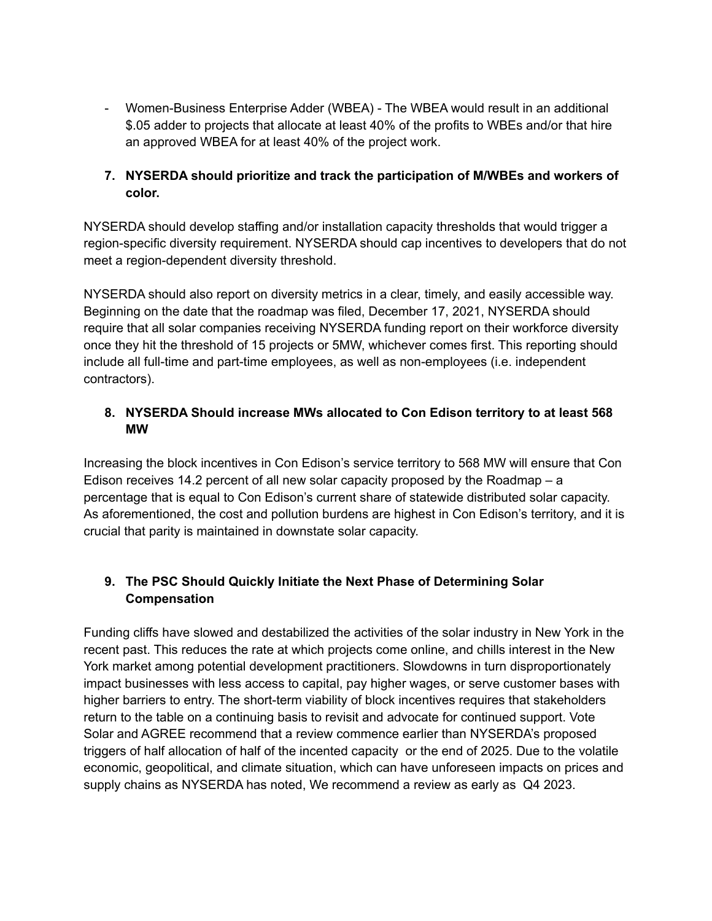- Women-Business Enterprise Adder (WBEA) - The WBEA would result in an additional $.05 adder to projects that allocate at least 40% of the profits to WBEs and/or that hire an approved WBEA for at least 40% of the project work.

### 7. NYSERDA should prioritize and track the participation of M/WBEs and workers of color.

NYSERDA should develop staffing and/or installation capacity thresholds that would trigger a region-specific diversity requirement. NYSERDA should cap incentives to developers that do not meet a region-dependent diversity threshold.

NYSERDA should also report on diversity metrics in a clear, timely, and easily accessible way. Beginning on the date that the roadmap was filed, December 17, 2021, NYSERDA should require that all solar companies receiving NYSERDA funding report on their workforce diversity once they hit the threshold of 15 projects or 5MW, whichever comes first. This reporting should include all full-time and part-time employees, as well as non-employees (i.e. independent contractors).

### 8. NYSERDA Should increase MWs allocated to Con Edison territory to at least 568 MW

Increasing the block incentives in Con Edison's service territory to 568 MW will ensure that Con Edison receives 14.2 percent of all new solar capacity proposed by the Roadmap – a percentage that is equal to Con Edison's current share of statewide distributed solar capacity. As aforementioned, the cost and pollution burdens are highest in Con Edison's territory, and it is crucial that parity is maintained in downstate solar capacity.

### 9. The PSC Should Quickly Initiate the Next Phase of Determining Solar Compensation

Funding cliffs have slowed and destabilized the activities of the solar industry in New York in the recent past. This reduces the rate at which projects come online, and chills interest in the New York market among potential development practitioners. Slowdowns in turn disproportionately impact businesses with less access to capital, pay higher wages, or serve customer bases with higher barriers to entry. The short-term viability of block incentives requires that stakeholders return to the table on a continuing basis to revisit and advocate for continued support. Vote Solar and AGREE recommend that a review commence earlier than NYSERDA's proposed triggers of half allocation of half of the incented capacity or the end of 2025. Due to the volatile economic, geopolitical, and climate situation, which can have unforeseen impacts on prices and supply chains as NYSERDA has noted, We recommend a review as early as Q4 2023.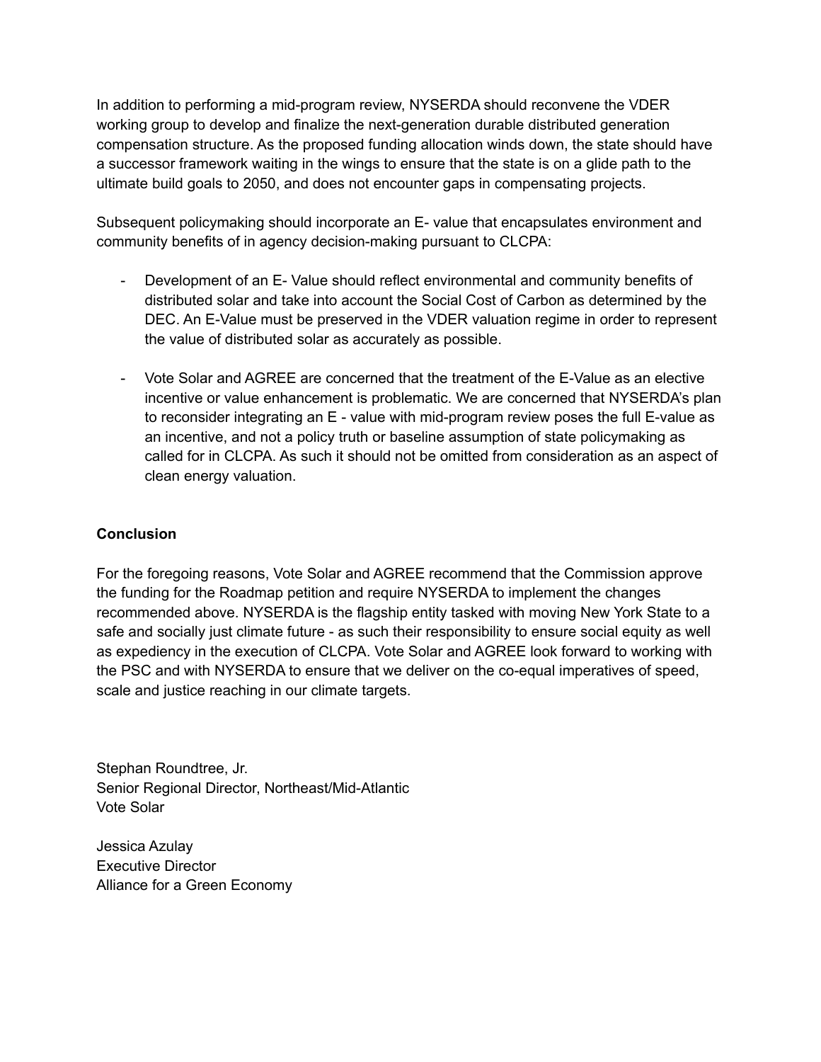In addition to performing a mid-program review, NYSERDA should reconvene the VDER working group to develop and finalize the next-generation durable distributed generation compensation structure. As the proposed funding allocation winds down, the state should have a successor framework waiting in the wings to ensure that the state is on a glide path to the ultimate build goals to 2050, and does not encounter gaps in compensating projects.

Subsequent policymaking should incorporate an E- value that encapsulates environment and community benefits of in agency decision-making pursuant to CLCPA:

- Development of an E- Value should reflect environmental and community benefits of distributed solar and take into account the Social Cost of Carbon as determined by the DEC. An E-Value must be preserved in the VDER valuation regime in order to represent the value of distributed solar as accurately as possible.

- Vote Solar and AGREE are concerned that the treatment of the E-Value as an elective incentive or value enhancement is problematic. We are concerned that NYSERDA's plan to reconsider integrating an E - value with mid-program review poses the full E-value as an incentive, and not a policy truth or baseline assumption of state policymaking as called for in CLCPA. As such it should not be omitted from consideration as an aspect of clean energy valuation.

**Conclusion**

For the foregoing reasons, Vote Solar and AGREE recommend that the Commission approve the funding for the Roadmap petition and require NYSERDA to implement the changes recommended above. NYSERDA is the flagship entity tasked with moving New York State to a safe and socially just climate future - as such their responsibility to ensure social equity as well as expediency in the execution of CLCPA. Vote Solar and AGREE look forward to working with the PSC and with NYSERDA to ensure that we deliver on the co-equal imperatives of speed, scale and justice reaching in our climate targets.

Stephan Roundtree, Jr.
Senior Regional Director, Northeast/Mid-Atlantic
Vote Solar

Jessica Azulay
Executive Director
Alliance for a Green Economy